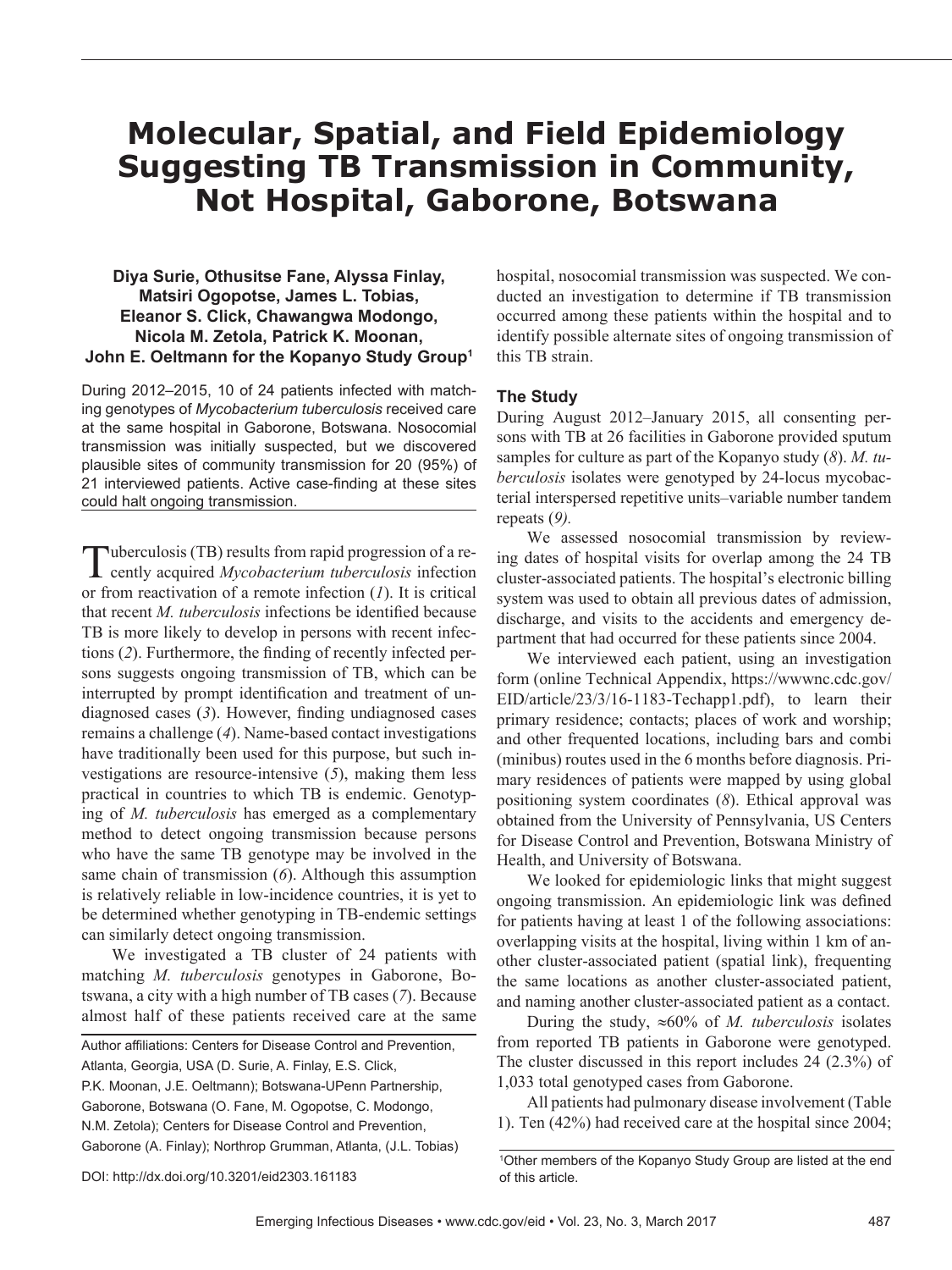# Molecular, Spatial, and Field Epidemiology Suggesting TB Transmission in Community, Not Hospital, Gaborone, Botswana

**Diya Surie, Othusitse Fane, Alyssa Finlay, Matsiri Ogopotse, James L. Tobias, Eleanor S. Click, Chawangwa Modongo, Nicola M. Zetola, Patrick K. Moonan, John E. Oeltmann for the Kopanyo Study Group[1]**

During 2012–2015, 10 of 24 patients infected with matching genotypes of *Mycobacterium tuberculosis* received care at the same hospital in Gaborone, Botswana. Nosocomial transmission was initially suspected, but we discovered plausible sites of community transmission for 20 (95%) of 21 interviewed patients. Active case-finding at these sites could halt ongoing transmission.

Tuberculosis (TB) results from rapid progression of a recently acquired *Mycobacterium tuberculosis* infection or from reactivation of a remote infection (*1*). It is critical that recent *M. tuberculosis* infections be identified because TB is more likely to develop in persons with recent infections (*2*). Furthermore, the finding of recently infected persons suggests ongoing transmission of TB, which can be interrupted by prompt identification and treatment of undiagnosed cases (*3*). However, finding undiagnosed cases remains a challenge (*4*). Name-based contact investigations have traditionally been used for this purpose, but such investigations are resource-intensive (*5*), making them less practical in countries to which TB is endemic. Genotyping of *M. tuberculosis* has emerged as a complementary method to detect ongoing transmission because persons who have the same TB genotype may be involved in the same chain of transmission (*6*). Although this assumption is relatively reliable in low-incidence countries, it is yet to be determined whether genotyping in TB-endemic settings can similarly detect ongoing transmission.

We investigated a TB cluster of 24 patients with matching *M. tuberculosis* genotypes in Gaborone, Botswana, a city with a high number of TB cases (*7*). Because almost half of these patients received care at the same hospital, nosocomial transmission was suspected. We conducted an investigation to determine if TB transmission occurred among these patients within the hospital and to identify possible alternate sites of ongoing transmission of this TB strain.

Author affiliations: Centers for Disease Control and Prevention, Atlanta, Georgia, USA (D. Surie, A. Finlay, E.S. Click, P.K. Moonan, J.E. Oeltmann); Botswana-UPenn Partnership, Gaborone, Botswana (O. Fane, M. Ogopotse, C. Modongo, N.M. Zetola); Centers for Disease Control and Prevention, Gaborone (A. Finlay); Northrop Grumman, Atlanta, (J.L. Tobias)

DOI: http://dx.doi.org/10.3201/eid2303.161183

## The Study

During August 2012–January 2015, all consenting persons with TB at 26 facilities in Gaborone provided sputum samples for culture as part of the Kopanyo study (*8*). *M. tuberculosis* isolates were genotyped by 24-locus mycobacterial interspersed repetitive units–variable number tandem repeats (*9*).

We assessed nosocomial transmission by reviewing dates of hospital visits for overlap among the 24 TB cluster-associated patients. The hospital's electronic billing system was used to obtain all previous dates of admission, discharge, and visits to the accidents and emergency department that had occurred for these patients since 2004.

We interviewed each patient, using an investigation form (online Technical Appendix, https://wwwnc.cdc.gov/EID/article/23/3/16-1183-Techapp1.pdf), to learn their primary residence; contacts; places of work and worship; and other frequented locations, including bars and combi (minibus) routes used in the 6 months before diagnosis. Primary residences of patients were mapped by using global positioning system coordinates (*8*). Ethical approval was obtained from the University of Pennsylvania, US Centers for Disease Control and Prevention, Botswana Ministry of Health, and University of Botswana.

We looked for epidemiologic links that might suggest ongoing transmission. An epidemiologic link was defined for patients having at least 1 of the following associations: overlapping visits at the hospital, living within 1 km of another cluster-associated patient (spatial link), frequenting the same locations as another cluster-associated patient, and naming another cluster-associated patient as a contact.

During the study, ≈60% of *M. tuberculosis* isolates from reported TB patients in Gaborone were genotyped. The cluster discussed in this report includes 24 (2.3%) of 1,033 total genotyped cases from Gaborone.

All patients had pulmonary disease involvement (Table 1). Ten (42%) had received care at the hospital since 2004;

[1]Other members of the Kopanyo Study Group are listed at the end of this article.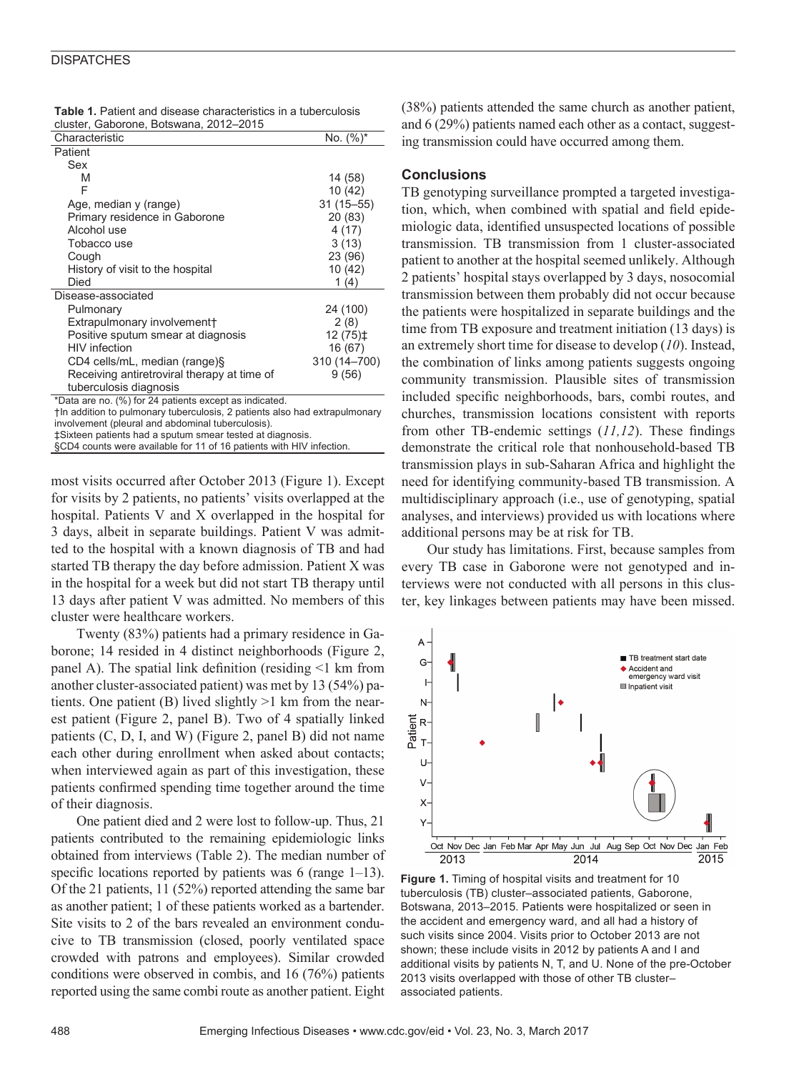**Table 1.** Patient and disease characteristics in a tuberculosis cluster, Gaborone, Botswana, 2012–2015

| Characteristic | No. (%)* |
|---|---|
| Patient | |
| Sex | |
| M | 14 (58) |
| F | 10 (42) |
| Age, median y (range) | 31 (15–55) |
| Primary residence in Gaborone | 20 (83) |
| Alcohol use | 4 (17) |
| Tobacco use | 3 (13) |
| Cough | 23 (96) |
| History of visit to the hospital | 10 (42) |
| Died | 1 (4) |
| Disease-associated | |
| Pulmonary | 24 (100) |
| Extrapulmonary involvement† | 2 (8) |
| Positive sputum smear at diagnosis | 12 (75)‡ |
| HIV infection | 16 (67) |
| CD4 cells/mL, median (range)§ | 310 (14–700) |
| Receiving antiretroviral therapy at time of tuberculosis diagnosis | 9 (56) |

*Data are no. (%) for 24 patients except as indicated.
†In addition to pulmonary tuberculosis, 2 patients also had extrapulmonary involvement (pleural and abdominal tuberculosis).
‡Sixteen patients had a sputum smear tested at diagnosis.
§CD4 counts were available for 11 of 16 patients with HIV infection.

most visits occurred after October 2013 (Figure 1). Except for visits by 2 patients, no patients' visits overlapped at the hospital. Patients V and X overlapped in the hospital for 3 days, albeit in separate buildings. Patient V was admitted to the hospital with a known diagnosis of TB and had started TB therapy the day before admission. Patient X was in the hospital for a week but did not start TB therapy until 13 days after patient V was admitted. No members of this cluster were healthcare workers.

Twenty (83%) patients had a primary residence in Gaborone; 14 resided in 4 distinct neighborhoods (Figure 2, panel A). The spatial link definition (residing <1 km from another cluster-associated patient) was met by 13 (54%) patients. One patient (B) lived slightly >1 km from the nearest patient (Figure 2, panel B). Two of 4 spatially linked patients (C, D, I, and W) (Figure 2, panel B) did not name each other during enrollment when asked about contacts; when interviewed again as part of this investigation, these patients confirmed spending time together around the time of their diagnosis.

One patient died and 2 were lost to follow-up. Thus, 21 patients contributed to the remaining epidemiologic links obtained from interviews (Table 2). The median number of specific locations reported by patients was 6 (range 1–13). Of the 21 patients, 11 (52%) reported attending the same bar as another patient; 1 of these patients worked as a bartender. Site visits to 2 of the bars revealed an environment conducive to TB transmission (closed, poorly ventilated space crowded with patrons and employees). Similar crowded conditions were observed in combis, and 16 (76%) patients reported using the same combi route as another patient. Eight (38%) patients attended the same church as another patient, and 6 (29%) patients named each other as a contact, suggesting transmission could have occurred among them.

## Conclusions

TB genotyping surveillance prompted a targeted investigation, which, when combined with spatial and field epidemiologic data, identified unsuspected locations of possible transmission. TB transmission from 1 cluster-associated patient to another at the hospital seemed unlikely. Although 2 patients' hospital stays overlapped by 3 days, nosocomial transmission between them probably did not occur because the patients were hospitalized in separate buildings and the time from TB exposure and treatment initiation (13 days) is an extremely short time for disease to develop (*10*). Instead, the combination of links among patients suggests ongoing community transmission. Plausible sites of transmission included specific neighborhoods, bars, combi routes, and churches, transmission locations consistent with reports from other TB-endemic settings (*11,12*). These findings demonstrate the critical role that nonhousehold-based TB transmission plays in sub-Saharan Africa and highlight the need for identifying community-based TB transmission. A multidisciplinary approach (i.e., use of genotyping, spatial analyses, and interviews) provided us with locations where additional persons may be at risk for TB.

Our study has limitations. First, because samples from every TB case in Gaborone were not genotyped and interviews were not conducted with all persons in this cluster, key linkages between patients may have been missed.

**Figure 1.** Timing of hospital visits and treatment for 10 tuberculosis (TB) cluster–associated patients, Gaborone, Botswana, 2013–2015. Patients were hospitalized or seen in the accident and emergency ward, and all had a history of such visits since 2004. Visits prior to October 2013 are not shown; these include visits in 2012 by patients A and I and additional visits by patients N, T, and U. None of the pre-October 2013 visits overlapped with those of other TB cluster–associated patients.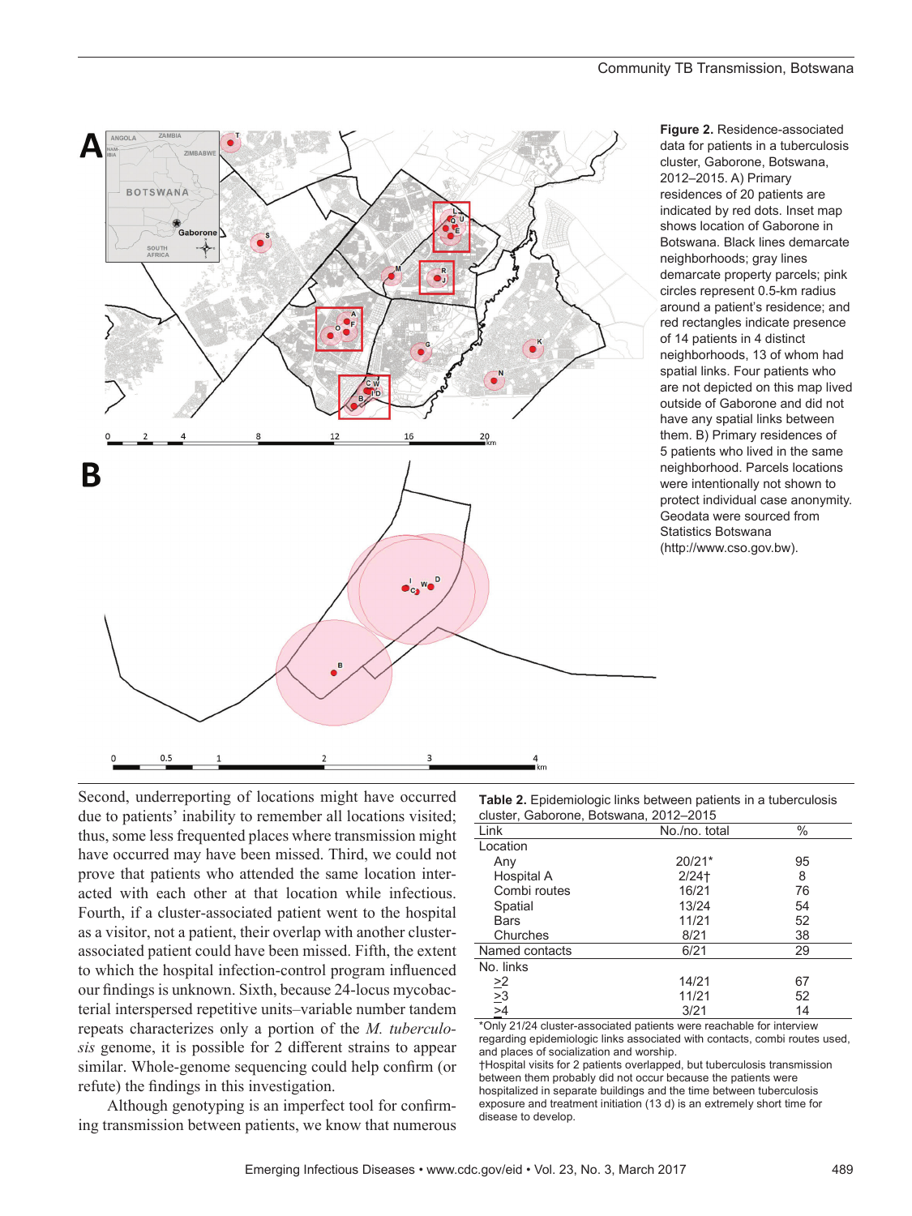**Figure 2.** Residence-associated data for patients in a tuberculosis cluster, Gaborone, Botswana, 2012–2015. A) Primary residences of 20 patients are indicated by red dots. Inset map shows location of Gaborone in Botswana. Black lines demarcate neighborhoods; gray lines demarcate property parcels; pink circles represent 0.5-km radius around a patient's residence; and red rectangles indicate presence of 14 patients in 4 distinct neighborhoods, 13 of whom had spatial links. Four patients who are not depicted on this map lived outside of Gaborone and did not have any spatial links between them. B) Primary residences of 5 patients who lived in the same neighborhood. Parcels locations were intentionally not shown to protect individual case anonymity. Geodata were sourced from Statistics Botswana (http://www.cso.gov.bw).

Second, underreporting of locations might have occurred due to patients' inability to remember all locations visited; thus, some less frequented places where transmission might have occurred may have been missed. Third, we could not prove that patients who attended the same location interacted with each other at that location while infectious. Fourth, if a cluster-associated patient went to the hospital as a visitor, not a patient, their overlap with another cluster-associated patient could have been missed. Fifth, the extent to which the hospital infection-control program influenced our findings is unknown. Sixth, because 24-locus mycobacterial interspersed repetitive units–variable number tandem repeats characterizes only a portion of the *M. tuberculosis* genome, it is possible for 2 different strains to appear similar. Whole-genome sequencing could help confirm (or refute) the findings in this investigation.

Although genotyping is an imperfect tool for confirming transmission between patients, we know that numerous

**Table 2.** Epidemiologic links between patients in a tuberculosis cluster, Gaborone, Botswana, 2012–2015

| Link | No./no. total | % |
|---|---|---|
| Location | | |
| Any | 20/21* | 95 |
| Hospital A | 2/24† | 8 |
| Combi routes | 16/21 | 76 |
| Spatial | 13/24 | 54 |
| Bars | 11/21 | 52 |
| Churches | 8/21 | 38 |
| Named contacts | 6/21 | 29 |
| No. links | | |
| ≥2 | 14/21 | 67 |
| ≥3 | 11/21 | 52 |
| ≥4 | 3/21 | 14 |

*Only 21/24 cluster-associated patients were reachable for interview regarding epidemiologic links associated with contacts, combi routes used, and places of socialization and worship.
†Hospital visits for 2 patients overlapped, but tuberculosis transmission between them probably did not occur because the patients were hospitalized in separate buildings and the time between tuberculosis exposure and treatment initiation (13 d) is an extremely short time for disease to develop.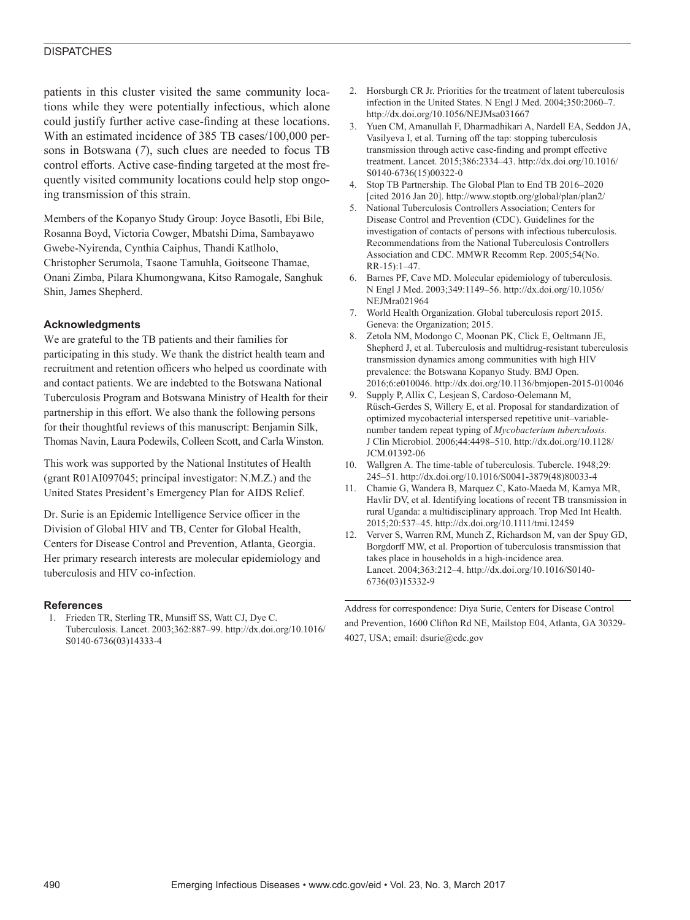patients in this cluster visited the same community locations while they were potentially infectious, which alone could justify further active case-finding at these locations. With an estimated incidence of 385 TB cases/100,000 persons in Botswana (*7*), such clues are needed to focus TB control efforts. Active case-finding targeted at the most frequently visited community locations could help stop ongoing transmission of this strain.

Members of the Kopanyo Study Group: Joyce Basotli, Ebi Bile, Rosanna Boyd, Victoria Cowger, Mbatshi Dima, Sambayawo Gwebe-Nyirenda, Cynthia Caiphus, Thandi Katlholo, Christopher Serumola, Tsaone Tamuhla, Goitseone Thamae, Onani Zimba, Pilara Khumongwana, Kitso Ramogale, Sanghuk Shin, James Shepherd.

### Acknowledgments

We are grateful to the TB patients and their families for participating in this study. We thank the district health team and recruitment and retention officers who helped us coordinate with and contact patients. We are indebted to the Botswana National Tuberculosis Program and Botswana Ministry of Health for their partnership in this effort. We also thank the following persons for their thoughtful reviews of this manuscript: Benjamin Silk, Thomas Navin, Laura Podewils, Colleen Scott, and Carla Winston.

This work was supported by the National Institutes of Health (grant R01AI097045; principal investigator: N.M.Z.) and the United States President's Emergency Plan for AIDS Relief.

Dr. Surie is an Epidemic Intelligence Service officer in the Division of Global HIV and TB, Center for Global Health, Centers for Disease Control and Prevention, Atlanta, Georgia. Her primary research interests are molecular epidemiology and tuberculosis and HIV co-infection.

### References

1. Frieden TR, Sterling TR, Munsiff SS, Watt CJ, Dye C. Tuberculosis. Lancet. 2003;362:887–99. http://dx.doi.org/10.1016/S0140-6736(03)14333-4
2. Horsburgh CR Jr. Priorities for the treatment of latent tuberculosis infection in the United States. N Engl J Med. 2004;350:2060–7. http://dx.doi.org/10.1056/NEJMsa031667
3. Yuen CM, Amanullah F, Dharmadhikari A, Nardell EA, Seddon JA, Vasilyeva I, et al. Turning off the tap: stopping tuberculosis transmission through active case-finding and prompt effective treatment. Lancet. 2015;386:2334–43. http://dx.doi.org/10.1016/S0140-6736(15)00322-0
4. Stop TB Partnership. The Global Plan to End TB 2016–2020 [cited 2016 Jan 20]. http://www.stoptb.org/global/plan/plan2/
5. National Tuberculosis Controllers Association; Centers for Disease Control and Prevention (CDC). Guidelines for the investigation of contacts of persons with infectious tuberculosis. Recommendations from the National Tuberculosis Controllers Association and CDC. MMWR Recomm Rep. 2005;54(No. RR-15):1–47.
6. Barnes PF, Cave MD. Molecular epidemiology of tuberculosis. N Engl J Med. 2003;349:1149–56. http://dx.doi.org/10.1056/NEJMra021964
7. World Health Organization. Global tuberculosis report 2015. Geneva: the Organization; 2015.
8. Zetola NM, Modongo C, Moonan PK, Click E, Oeltmann JE, Shepherd J, et al. Tuberculosis and multidrug-resistant tuberculosis transmission dynamics among communities with high HIV prevalence: the Botswana Kopanyo Study. BMJ Open. 2016;6:e010046. http://dx.doi.org/10.1136/bmjopen-2015-010046
9. Supply P, Allix C, Lesjean S, Cardoso-Oelemann M, Rüsch-Gerdes S, Willery E, et al. Proposal for standardization of optimized mycobacterial interspersed repetitive unit–variable-number tandem repeat typing of *Mycobacterium tuberculosis.* J Clin Microbiol. 2006;44:4498–510. http://dx.doi.org/10.1128/JCM.01392-06
10. Wallgren A. The time-table of tuberculosis. Tubercle. 1948;29:245–51. http://dx.doi.org/10.1016/S0041-3879(48)80033-4
11. Chamie G, Wandera B, Marquez C, Kato-Maeda M, Kamya MR, Havlir DV, et al. Identifying locations of recent TB transmission in rural Uganda: a multidisciplinary approach. Trop Med Int Health. 2015;20:537–45. http://dx.doi.org/10.1111/tmi.12459
12. Verver S, Warren RM, Munch Z, Richardson M, van der Spuy GD, Borgdorff MW, et al. Proportion of tuberculosis transmission that takes place in households in a high-incidence area. Lancet. 2004;363:212–4. http://dx.doi.org/10.1016/S0140-6736(03)15332-9

Address for correspondence: Diya Surie, Centers for Disease Control and Prevention, 1600 Clifton Rd NE, Mailstop E04, Atlanta, GA 30329-4027, USA; email: dsurie@cdc.gov